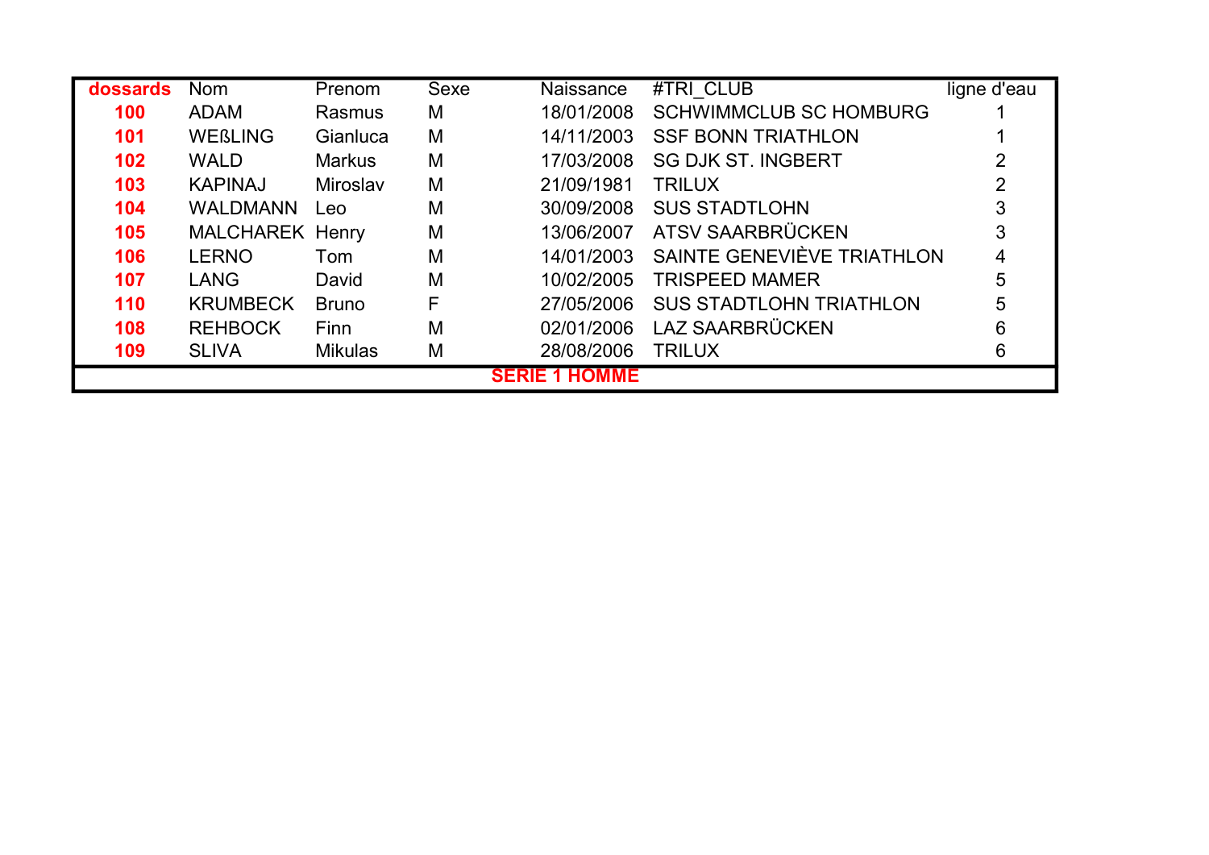| dossards | Nom | Prenom | Sexe | Naissance | #TRI_CLUB | ligne d'eau |
|---|---|---|---|---|---|---|
| **100** | ADAM | Rasmus | M | 18/01/2008 | SCHWIMMCLUB SC HOMBURG | 1 |
| **101** | WEßLING | Gianluca | M | 14/11/2003 | SSF BONN TRIATHLON | 1 |
| **102** | WALD | Markus | M | 17/03/2008 | SG DJK ST. INGBERT | 2 |
| **103** | KAPINAJ | Miroslav | M | 21/09/1981 | TRILUX | 2 |
| **104** | WALDMANN | Leo | M | 30/09/2008 | SUS STADTLOHN | 3 |
| **105** | MALCHAREK | Henry | M | 13/06/2007 | ATSV SAARBRÜCKEN | 3 |
| **106** | LERNO | Tom | M | 14/01/2003 | SAINTE GENEVIÈVE TRIATHLON | 4 |
| **107** | LANG | David | M | 10/02/2005 | TRISPEED MAMER | 5 |
| **110** | KRUMBECK | Bruno | F | 27/05/2006 | SUS STADTLOHN TRIATHLON | 5 |
| **108** | REHBOCK | Finn | M | 02/01/2006 | LAZ SAARBRÜCKEN | 6 |
| **109** | SLIVA | Mikulas | M | 28/08/2006 | TRILUX | 6 |
| | | | | **SERIE 1 HOMME** | | |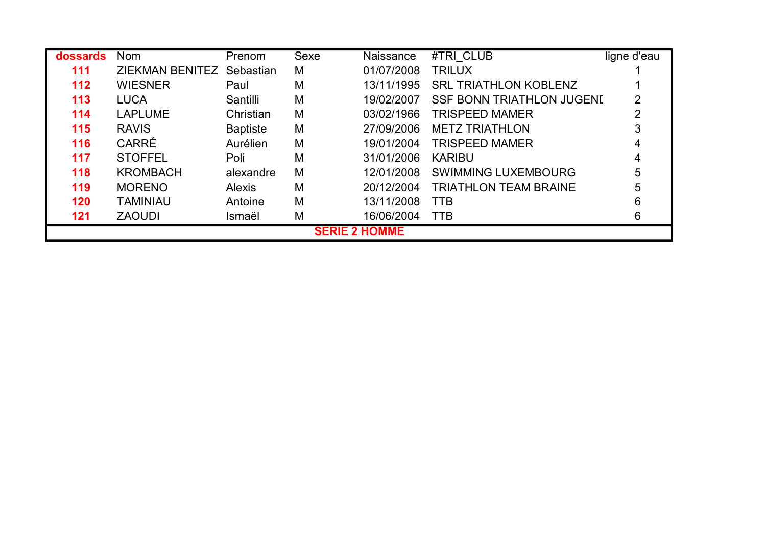| dossards | Nom | Prenom | Sexe | Naissance | #TRI_CLUB | ligne d'eau |
|---|---|---|---|---|---|---|
| **111** | ZIEKMAN BENITEZ | Sebastian | M | 01/07/2008 | TRILUX | 1 |
| **112** | WIESNER | Paul | M | 13/11/1995 | SRL TRIATHLON KOBLENZ | 1 |
| **113** | LUCA | Santilli | M | 19/02/2007 | SSF BONN TRIATHLON JUGENI | 2 |
| **114** | LAPLUME | Christian | M | 03/02/1966 | TRISPEED MAMER | 2 |
| **115** | RAVIS | Baptiste | M | 27/09/2006 | METZ TRIATHLON | 3 |
| **116** | CARRÉ | Aurélien | M | 19/01/2004 | TRISPEED MAMER | 4 |
| **117** | STOFFEL | Poli | M | 31/01/2006 | KARIBU | 4 |
| **118** | KROMBACH | alexandre | M | 12/01/2008 | SWIMMING LUXEMBOURG | 5 |
| **119** | MORENO | Alexis | M | 20/12/2004 | TRIATHLON TEAM BRAINE | 5 |
| **120** | TAMINIAU | Antoine | M | 13/11/2008 | TTB | 6 |
| **121** | ZAOUDI | Ismaël | M | 16/06/2004 | TTB | 6 |

**SERIE 2 HOMME**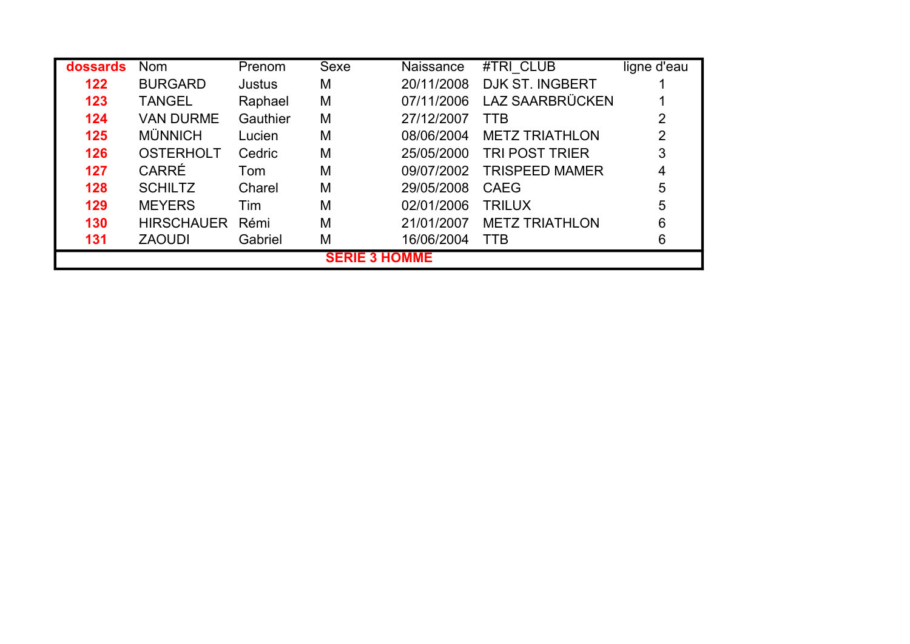| **dossards** | Nom | Prenom | Sexe | Naissance | #TRI_CLUB | ligne d'eau |
|---|---|---|---|---|---|---|
| **122** | BURGARD | Justus | M | 20/11/2008 | DJK ST. INGBERT | 1 |
| **123** | TANGEL | Raphael | M | 07/11/2006 | LAZ SAARBRÜCKEN | 1 |
| **124** | VAN DURME | Gauthier | M | 27/12/2007 | TTB | 2 |
| **125** | MÜNNICH | Lucien | M | 08/06/2004 | METZ TRIATHLON | 2 |
| **126** | OSTERHOLT | Cedric | M | 25/05/2000 | TRI POST TRIER | 3 |
| **127** | CARRÉ | Tom | M | 09/07/2002 | TRISPEED MAMER | 4 |
| **128** | SCHILTZ | Charel | M | 29/05/2008 | CAEG | 5 |
| **129** | MEYERS | Tim | M | 02/01/2006 | TRILUX | 5 |
| **130** | HIRSCHAUER | Rémi | M | 21/01/2007 | METZ TRIATHLON | 6 |
| **131** | ZAOUDI | Gabriel | M | 16/06/2004 | TTB | 6 |

**SERIE 3 HOMME**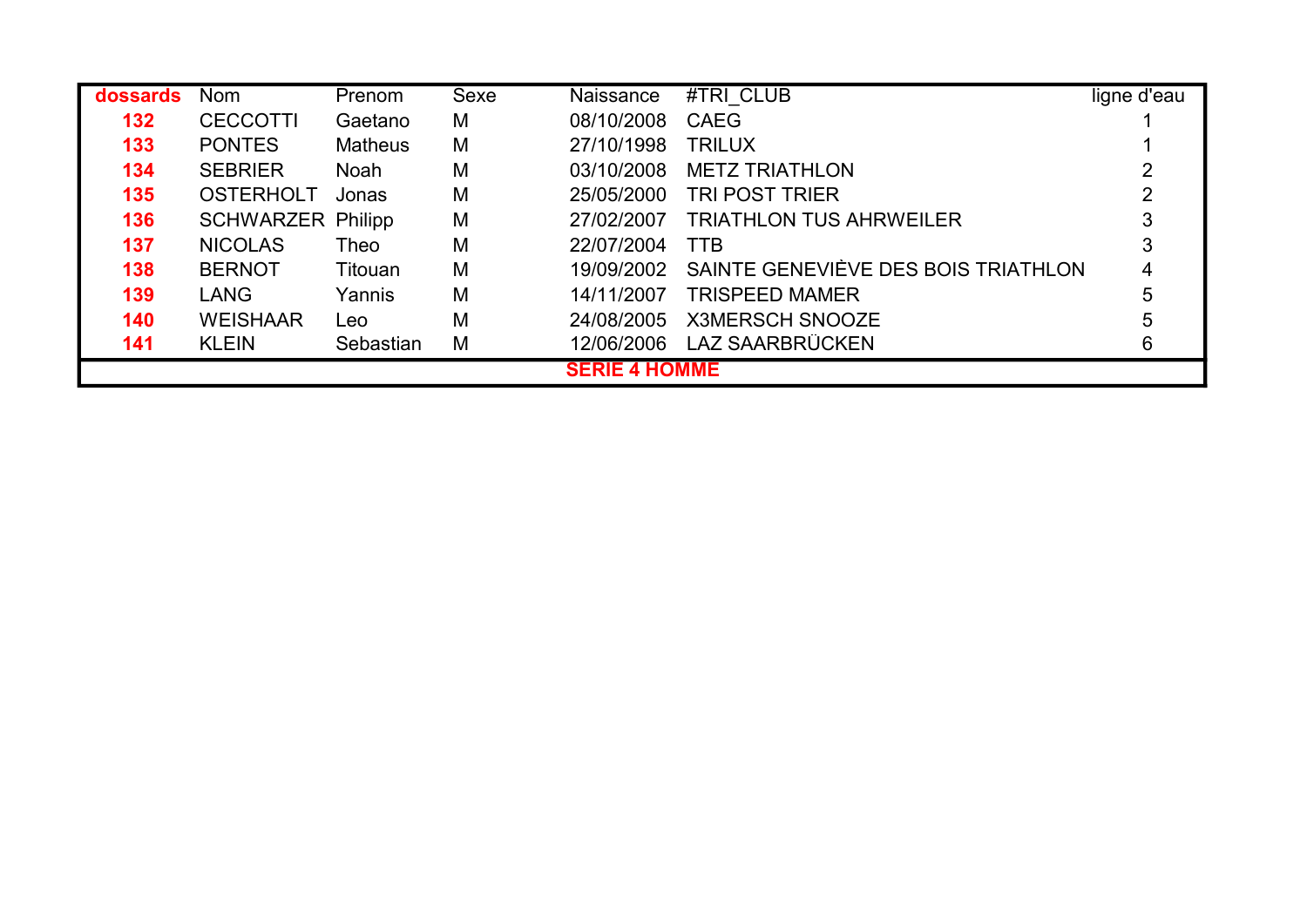| dossards | Nom | Prenom | Sexe | Naissance | #TRI_CLUB | ligne d'eau |
|---|---|---|---|---|---|---|
| 132 | CECCOTTI | Gaetano | M | 08/10/2008 | CAEG | 1 |
| 133 | PONTES | Matheus | M | 27/10/1998 | TRILUX | 1 |
| 134 | SEBRIER | Noah | M | 03/10/2008 | METZ TRIATHLON | 2 |
| 135 | OSTERHOLT | Jonas | M | 25/05/2000 | TRI POST TRIER | 2 |
| 136 | SCHWARZER | Philipp | M | 27/02/2007 | TRIATHLON TUS AHRWEILER | 3 |
| 137 | NICOLAS | Theo | M | 22/07/2004 | TTB | 3 |
| 138 | BERNOT | Titouan | M | 19/09/2002 | SAINTE GENEVIÈVE DES BOIS TRIATHLON | 4 |
| 139 | LANG | Yannis | M | 14/11/2007 | TRISPEED MAMER | 5 |
| 140 | WEISHAAR | Leo | M | 24/08/2005 | X3MERSCH SNOOZE | 5 |
| 141 | KLEIN | Sebastian | M | 12/06/2006 | LAZ SAARBRÜCKEN | 6 |

**SERIE 4 HOMME**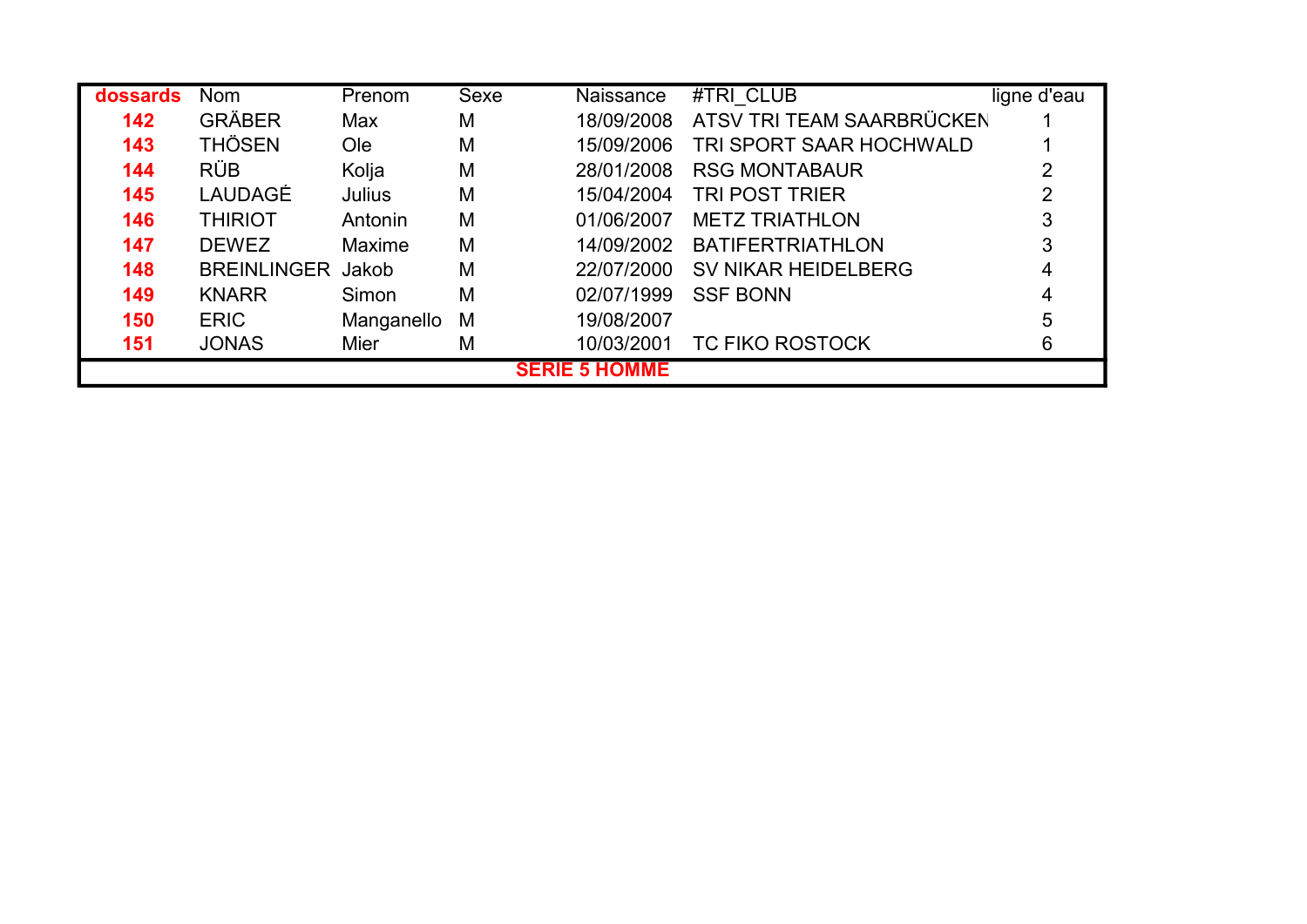| dossards | Nom | Prenom | Sexe | Naissance | #TRI_CLUB | ligne d'eau |
|---|---|---|---|---|---|---|
| 142 | GRÄBER | Max | M | 18/09/2008 | ATSV TRI TEAM SAARBRÜCKEN | 1 |
| 143 | THÖSEN | Ole | M | 15/09/2006 | TRI SPORT SAAR HOCHWALD | 1 |
| 144 | RÜB | Kolja | M | 28/01/2008 | RSG MONTABAUR | 2 |
| 145 | LAUDAGÉ | Julius | M | 15/04/2004 | TRI POST TRIER | 2 |
| 146 | THIRIOT | Antonin | M | 01/06/2007 | METZ TRIATHLON | 3 |
| 147 | DEWEZ | Maxime | M | 14/09/2002 | BATIFERTRIATHLON | 3 |
| 148 | BREINLINGER | Jakob | M | 22/07/2000 | SV NIKAR HEIDELBERG | 4 |
| 149 | KNARR | Simon | M | 02/07/1999 | SSF BONN | 4 |
| 150 | ERIC | Manganello | M | 19/08/2007 | | 5 |
| 151 | JONAS | Mier | M | 10/03/2001 | TC FIKO ROSTOCK | 6 |

**SERIE 5 HOMME**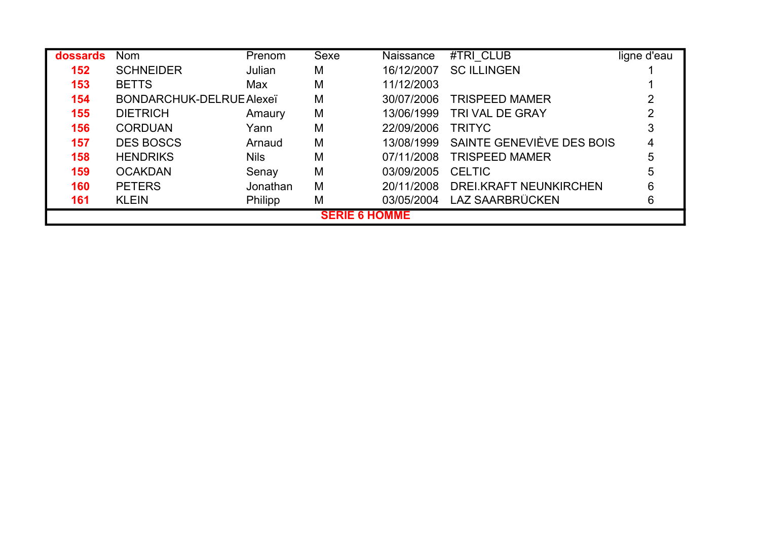| dossards | Nom | Prenom | Sexe | Naissance | #TRI_CLUB | ligne d'eau |
|---|---|---|---|---|---|---|
| 152 | SCHNEIDER | Julian | M | 16/12/2007 | SC ILLINGEN | 1 |
| 153 | BETTS | Max | M | 11/12/2003 | | 1 |
| 154 | BONDARCHUK-DELRUE | Alexeï | M | 30/07/2006 | TRISPEED MAMER | 2 |
| 155 | DIETRICH | Amaury | M | 13/06/1999 | TRI VAL DE GRAY | 2 |
| 156 | CORDUAN | Yann | M | 22/09/2006 | TRITYC | 3 |
| 157 | DES BOSCS | Arnaud | M | 13/08/1999 | SAINTE GENEVIÈVE DES BOIS | 4 |
| 158 | HENDRIKS | Nils | M | 07/11/2008 | TRISPEED MAMER | 5 |
| 159 | OCAKDAN | Senay | M | 03/09/2005 | CELTIC | 5 |
| 160 | PETERS | Jonathan | M | 20/11/2008 | DREI.KRAFT NEUNKIRCHEN | 6 |
| 161 | KLEIN | Philipp | M | 03/05/2004 | LAZ SAARBRÜCKEN | 6 |

**SERIE 6 HOMME**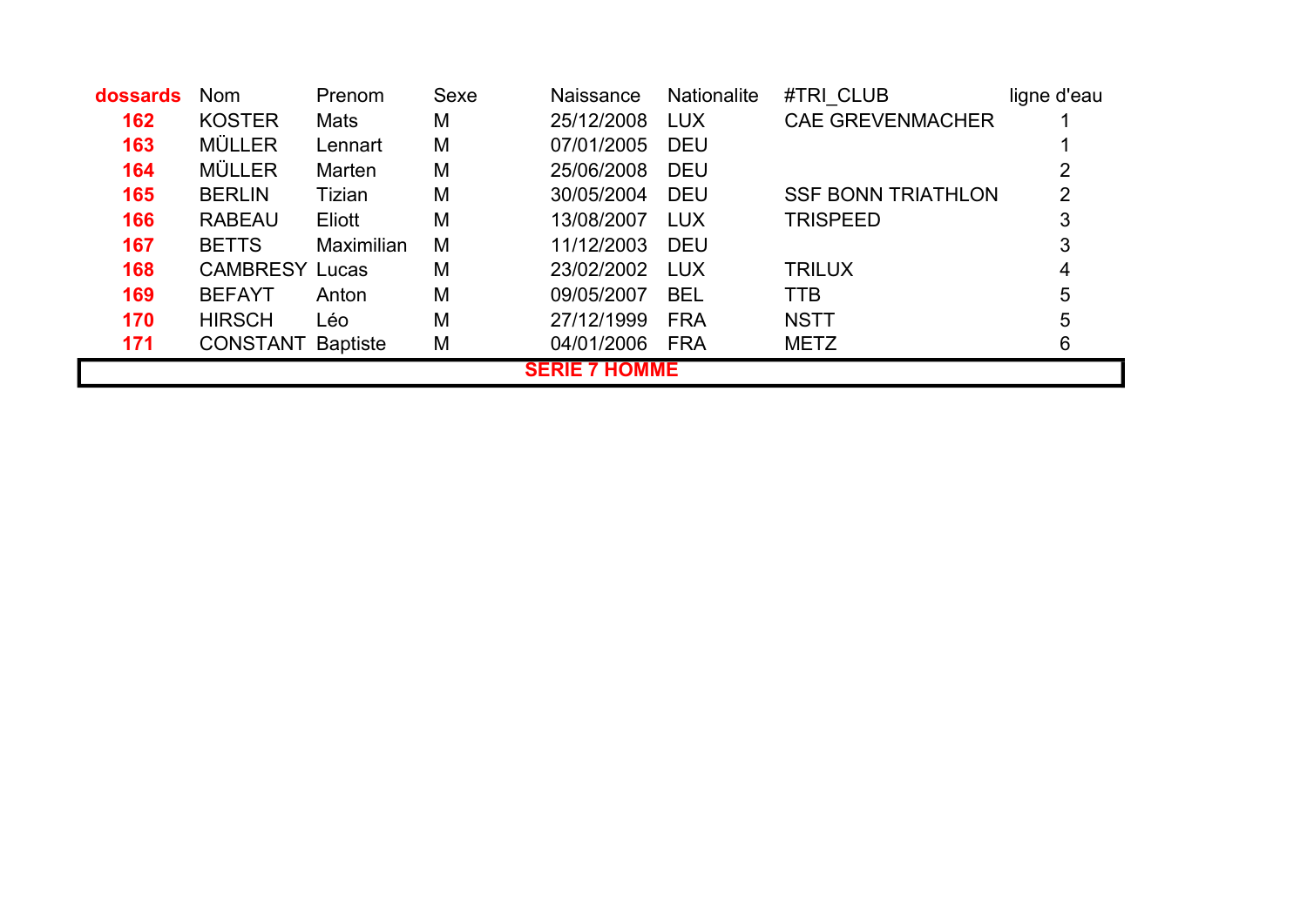| dossards | Nom | Prenom | Sexe | Naissance | Nationalite | #TRI_CLUB | ligne d'eau |
|---|---|---|---|---|---|---|---|
| 162 | KOSTER | Mats | M | 25/12/2008 | LUX | CAE GREVENMACHER | 1 |
| 163 | MÜLLER | Lennart | M | 07/01/2005 | DEU | | 1 |
| 164 | MÜLLER | Marten | M | 25/06/2008 | DEU | | 2 |
| 165 | BERLIN | Tizian | M | 30/05/2004 | DEU | SSF BONN TRIATHLON | 2 |
| 166 | RABEAU | Eliott | M | 13/08/2007 | LUX | TRISPEED | 3 |
| 167 | BETTS | Maximilian | M | 11/12/2003 | DEU | | 3 |
| 168 | CAMBRESY | Lucas | M | 23/02/2002 | LUX | TRILUX | 4 |
| 169 | BEFAYT | Anton | M | 09/05/2007 | BEL | TTB | 5 |
| 170 | HIRSCH | Léo | M | 27/12/1999 | FRA | NSTT | 5 |
| 171 | CONSTANT | Baptiste | M | 04/01/2006 | FRA | METZ | 6 |

**SERIE 7 HOMME**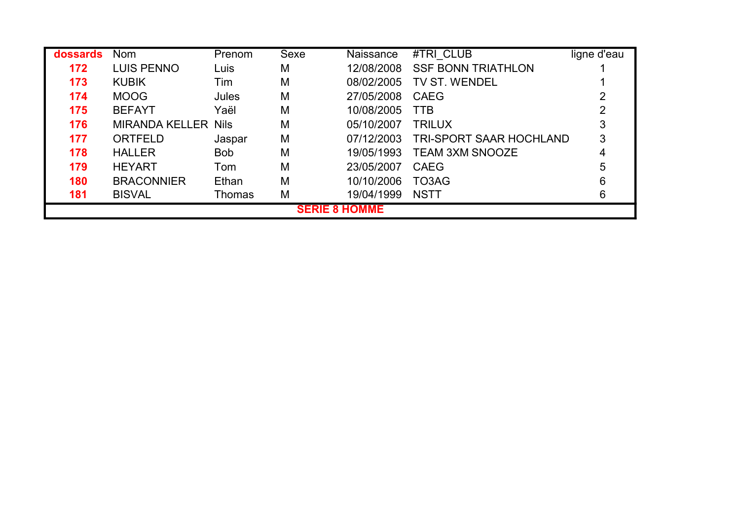| dossards | Nom | Prenom | Sexe | Naissance | #TRI_CLUB | ligne d'eau |
|---|---|---|---|---|---|---|
| 172 | LUIS PENNO | Luis | M | 12/08/2008 | SSF BONN TRIATHLON | 1 |
| 173 | KUBIK | Tim | M | 08/02/2005 | TV ST. WENDEL | 1 |
| 174 | MOOG | Jules | M | 27/05/2008 | CAEG | 2 |
| 175 | BEFAYT | Yaël | M | 10/08/2005 | TTB | 2 |
| 176 | MIRANDA KELLER | Nils | M | 05/10/2007 | TRILUX | 3 |
| 177 | ORTFELD | Jaspar | M | 07/12/2003 | TRI-SPORT SAAR HOCHLAND | 3 |
| 178 | HALLER | Bob | M | 19/05/1993 | TEAM 3XM SNOOZE | 4 |
| 179 | HEYART | Tom | M | 23/05/2007 | CAEG | 5 |
| 180 | BRACONNIER | Ethan | M | 10/10/2006 | TO3AG | 6 |
| 181 | BISVAL | Thomas | M | 19/04/1999 | NSTT | 6 |

**SERIE 8 HOMME**